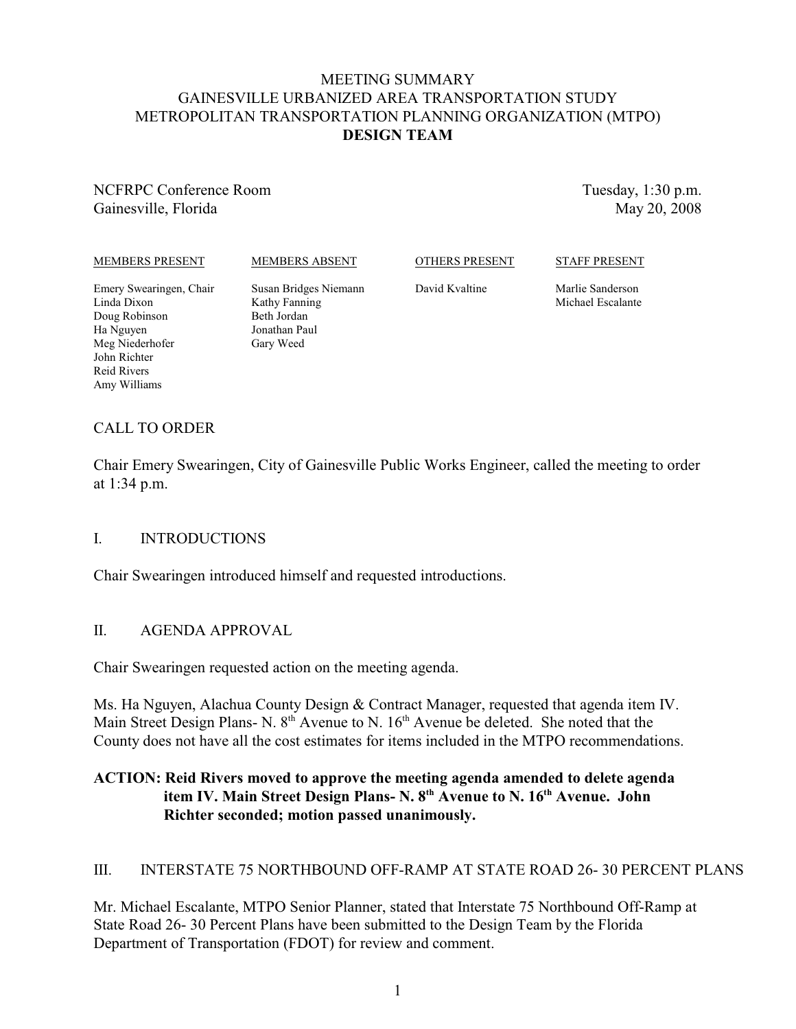# MEETING SUMMARY
# GAINESVILLE URBANIZED AREA TRANSPORTATION STUDY
# METROPOLITAN TRANSPORTATION PLANNING ORGANIZATION (MTPO)
# DESIGN TEAM

NCFRPC Conference Room
Gainesville, Florida

Tuesday, 1:30 p.m.
May 20, 2008

| MEMBERS PRESENT | MEMBERS ABSENT | OTHERS PRESENT | STAFF PRESENT |
|---|---|---|---|
| Emery Swearingen, Chair | Susan Bridges Niemann | David Kvaltine | Marlie Sanderson |
| Linda Dixon | Kathy Fanning | | Michael Escalante |
| Doug Robinson | Beth Jordan | | |
| Ha Nguyen | Jonathan Paul | | |
| Meg Niederhofer | Gary Weed | | |
| John Richter | | | |
| Reid Rivers | | | |
| Amy Williams | | | |

## CALL TO ORDER

Chair Emery Swearingen, City of Gainesville Public Works Engineer, called the meeting to order at 1:34 p.m.

## I. INTRODUCTIONS

Chair Swearingen introduced himself and requested introductions.

## II. AGENDA APPROVAL

Chair Swearingen requested action on the meeting agenda.

Ms. Ha Nguyen, Alachua County Design & Contract Manager, requested that agenda item IV. Main Street Design Plans- N. 8th Avenue to N. 16th Avenue be deleted. She noted that the County does not have all the cost estimates for items included in the MTPO recommendations.

**ACTION: Reid Rivers moved to approve the meeting agenda amended to delete agenda item IV. Main Street Design Plans- N. 8th Avenue to N. 16th Avenue. John Richter seconded; motion passed unanimously.**

## III. INTERSTATE 75 NORTHBOUND OFF-RAMP AT STATE ROAD 26- 30 PERCENT PLANS

Mr. Michael Escalante, MTPO Senior Planner, stated that Interstate 75 Northbound Off-Ramp at State Road 26- 30 Percent Plans have been submitted to the Design Team by the Florida Department of Transportation (FDOT) for review and comment.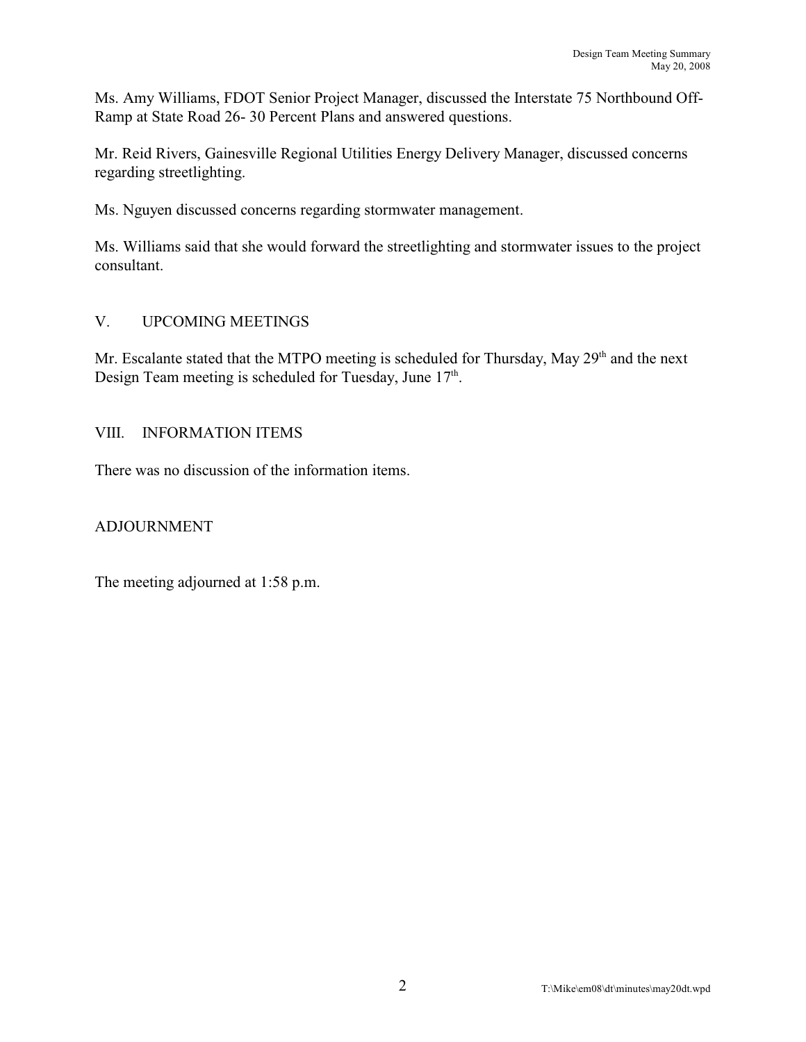Ms. Amy Williams, FDOT Senior Project Manager, discussed the Interstate 75 Northbound Off-Ramp at State Road 26- 30 Percent Plans and answered questions.

Mr. Reid Rivers, Gainesville Regional Utilities Energy Delivery Manager, discussed concerns regarding streetlighting.

Ms. Nguyen discussed concerns regarding stormwater management.

Ms. Williams said that she would forward the streetlighting and stormwater issues to the project consultant.

## V. UPCOMING MEETINGS

Mr. Escalante stated that the MTPO meeting is scheduled for Thursday, May 29th and the next Design Team meeting is scheduled for Tuesday, June 17th.

## VIII. INFORMATION ITEMS

There was no discussion of the information items.

## ADJOURNMENT

The meeting adjourned at 1:58 p.m.

T:\Mike\em08\dt\minutes\may20dt.wpd